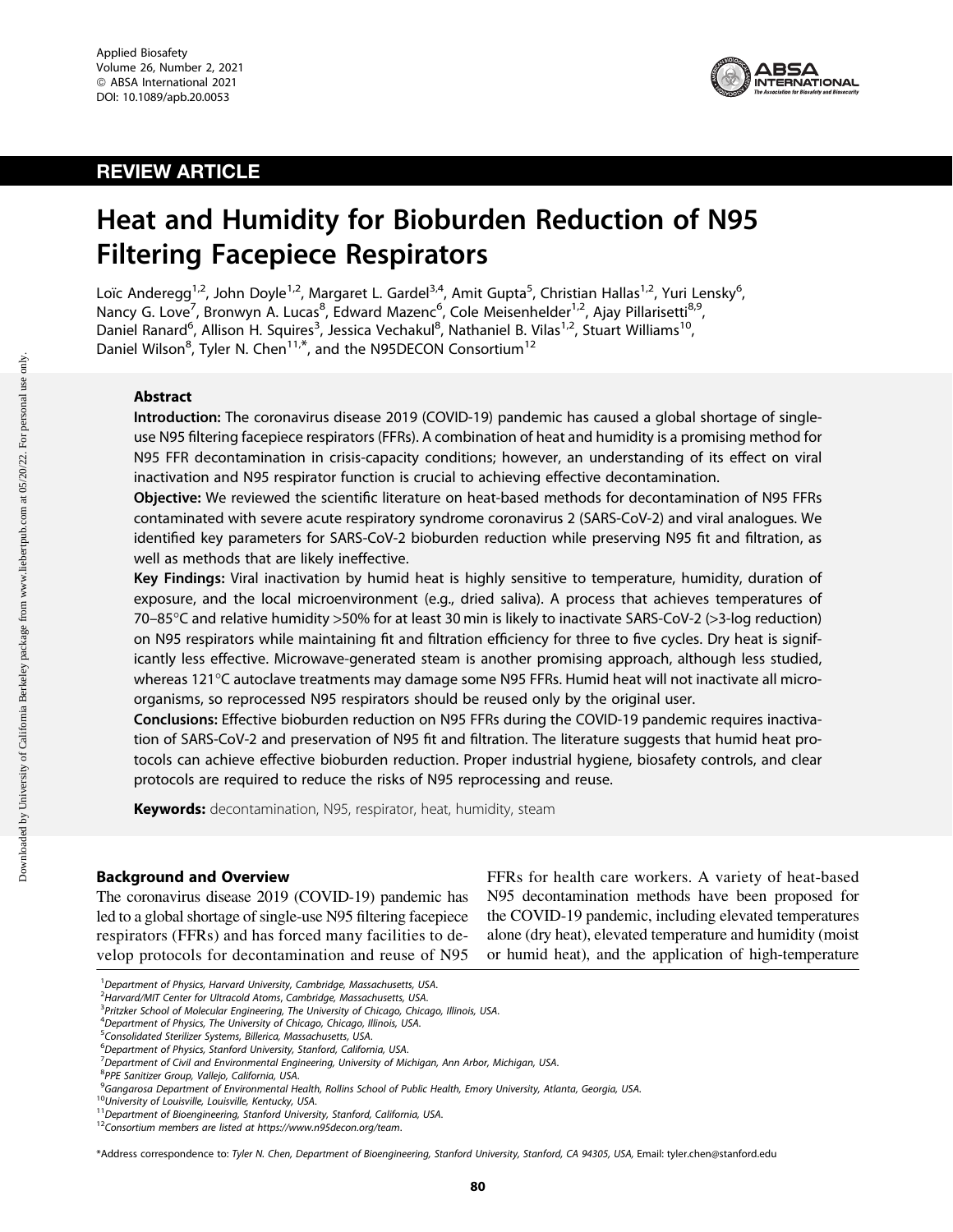REVIEW ARTICLE

# Heat and Humidity for Bioburden Reduction of N95 Filtering Facepiece Respirators

Loïc Anderegg[1,2], John Doyle[1,2], Margaret L. Gardel[3,4], Amit Gupta[5], Christian Hallas[1,2], Yuri Lensky[6], Nancy G. Love[7], Bronwyn A. Lucas[8], Edward Mazenc[6], Cole Meisenhelder[1,2], Ajay Pillarisetti[8,9], Daniel Ranard[6], Allison H. Squires[3], Jessica Vechakul[8], Nathaniel B. Vilas[1,2], Stuart Williams[10], Daniel Wilson[8], Tyler N. Chen[11,*], and the N95DECON Consortium[12]

## Abstract

**Introduction:** The coronavirus disease 2019 (COVID-19) pandemic has caused a global shortage of single-use N95 filtering facepiece respirators (FFRs). A combination of heat and humidity is a promising method for N95 FFR decontamination in crisis-capacity conditions; however, an understanding of its effect on viral inactivation and N95 respirator function is crucial to achieving effective decontamination.

**Objective:** We reviewed the scientific literature on heat-based methods for decontamination of N95 FFRs contaminated with severe acute respiratory syndrome coronavirus 2 (SARS-CoV-2) and viral analogues. We identified key parameters for SARS-CoV-2 bioburden reduction while preserving N95 fit and filtration, as well as methods that are likely ineffective.

**Key Findings:** Viral inactivation by humid heat is highly sensitive to temperature, humidity, duration of exposure, and the local microenvironment (e.g., dried saliva). A process that achieves temperatures of 70–85°C and relative humidity >50% for at least 30 min is likely to inactivate SARS-CoV-2 (>3-log reduction) on N95 respirators while maintaining fit and filtration efficiency for three to five cycles. Dry heat is significantly less effective. Microwave-generated steam is another promising approach, although less studied, whereas 121°C autoclave treatments may damage some N95 FFRs. Humid heat will not inactivate all microorganisms, so reprocessed N95 respirators should be reused only by the original user.

**Conclusions:** Effective bioburden reduction on N95 FFRs during the COVID-19 pandemic requires inactivation of SARS-CoV-2 and preservation of N95 fit and filtration. The literature suggests that humid heat protocols can achieve effective bioburden reduction. Proper industrial hygiene, biosafety controls, and clear protocols are required to reduce the risks of N95 reprocessing and reuse.

**Keywords:** decontamination, N95, respirator, heat, humidity, steam

## Background and Overview

The coronavirus disease 2019 (COVID-19) pandemic has led to a global shortage of single-use N95 filtering facepiece respirators (FFRs) and has forced many facilities to develop protocols for decontamination and reuse of N95 FFRs for health care workers. A variety of heat-based N95 decontamination methods have been proposed for the COVID-19 pandemic, including elevated temperatures alone (dry heat), elevated temperature and humidity (moist or humid heat), and the application of high-temperature

---

[1] *Department of Physics, Harvard University, Cambridge, Massachusetts, USA.*
[2] *Harvard/MIT Center for Ultracold Atoms, Cambridge, Massachusetts, USA.*
[3] *Pritzker School of Molecular Engineering, The University of Chicago, Chicago, Illinois, USA.*
[4] *Department of Physics, The University of Chicago, Chicago, Illinois, USA.*
[5] *Consolidated Sterilizer Systems, Billerica, Massachusetts, USA.*
[6] *Department of Physics, Stanford University, Stanford, California, USA.*
[7] *Department of Civil and Environmental Engineering, University of Michigan, Ann Arbor, Michigan, USA.*
[8] *PPE Sanitizer Group, Vallejo, California, USA.*
[9] *Gangarosa Department of Environmental Health, Rollins School of Public Health, Emory University, Atlanta, Georgia, USA.*
[10] *University of Louisville, Louisville, Kentucky, USA.*
[11] *Department of Bioengineering, Stanford University, Stanford, California, USA.*
[12] *Consortium members are listed at https://www.n95decon.org/team.*

*Address correspondence to: *Tyler N. Chen, Department of Bioengineering, Stanford University, Stanford, CA 94305, USA,* Email: tyler.chen@stanford.edu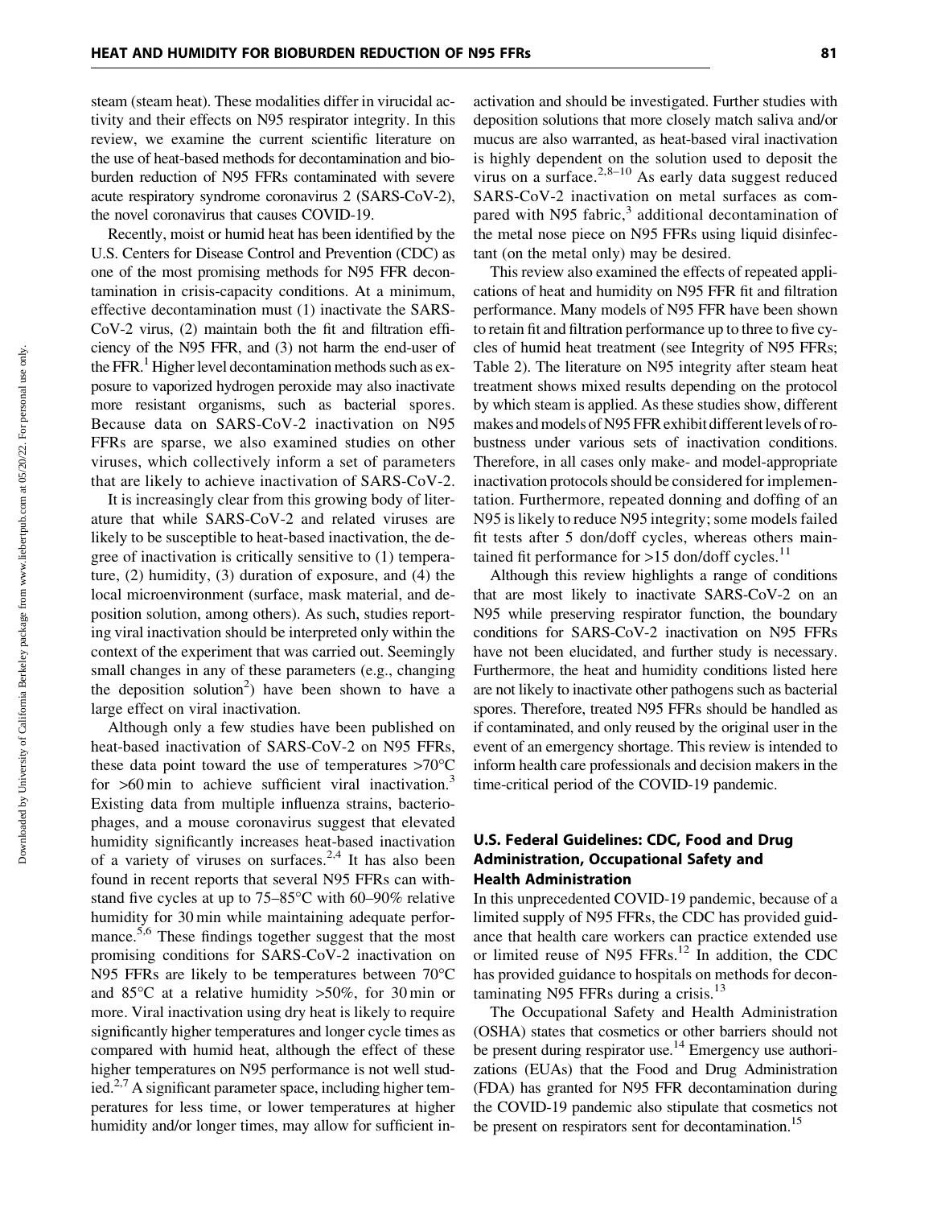steam (steam heat). These modalities differ in virucidal activity and their effects on N95 respirator integrity. In this review, we examine the current scientific literature on the use of heat-based methods for decontamination and bioburden reduction of N95 FFRs contaminated with severe acute respiratory syndrome coronavirus 2 (SARS-CoV-2), the novel coronavirus that causes COVID-19.

Recently, moist or humid heat has been identified by the U.S. Centers for Disease Control and Prevention (CDC) as one of the most promising methods for N95 FFR decontamination in crisis-capacity conditions. At a minimum, effective decontamination must (1) inactivate the SARS-CoV-2 virus, (2) maintain both the fit and filtration efficiency of the N95 FFR, and (3) not harm the end-user of the FFR.[1] Higher level decontamination methods such as exposure to vaporized hydrogen peroxide may also inactivate more resistant organisms, such as bacterial spores. Because data on SARS-CoV-2 inactivation on N95 FFRs are sparse, we also examined studies on other viruses, which collectively inform a set of parameters that are likely to achieve inactivation of SARS-CoV-2.

It is increasingly clear from this growing body of literature that while SARS-CoV-2 and related viruses are likely to be susceptible to heat-based inactivation, the degree of inactivation is critically sensitive to (1) temperature, (2) humidity, (3) duration of exposure, and (4) the local microenvironment (surface, mask material, and deposition solution, among others). As such, studies reporting viral inactivation should be interpreted only within the context of the experiment that was carried out. Seemingly small changes in any of these parameters (e.g., changing the deposition solution[2]) have been shown to have a large effect on viral inactivation.

Although only a few studies have been published on heat-based inactivation of SARS-CoV-2 on N95 FFRs, these data point toward the use of temperatures >70°C for >60 min to achieve sufficient viral inactivation.[3] Existing data from multiple influenza strains, bacteriophages, and a mouse coronavirus suggest that elevated humidity significantly increases heat-based inactivation of a variety of viruses on surfaces.[2,4] It has also been found in recent reports that several N95 FFRs can withstand five cycles at up to 75–85°C with 60–90% relative humidity for 30 min while maintaining adequate performance.[5,6] These findings together suggest that the most promising conditions for SARS-CoV-2 inactivation on N95 FFRs are likely to be temperatures between 70°C and 85°C at a relative humidity >50%, for 30 min or more. Viral inactivation using dry heat is likely to require significantly higher temperatures and longer cycle times as compared with humid heat, although the effect of these higher temperatures on N95 performance is not well studied.[2,7] A significant parameter space, including higher temperatures for less time, or lower temperatures at higher humidity and/or longer times, may allow for sufficient inactivation and should be investigated. Further studies with deposition solutions that more closely match saliva and/or mucus are also warranted, as heat-based viral inactivation is highly dependent on the solution used to deposit the virus on a surface.[2,8–10] As early data suggest reduced SARS-CoV-2 inactivation on metal surfaces as compared with N95 fabric,[3] additional decontamination of the metal nose piece on N95 FFRs using liquid disinfectant (on the metal only) may be desired.

This review also examined the effects of repeated applications of heat and humidity on N95 FFR fit and filtration performance. Many models of N95 FFR have been shown to retain fit and filtration performance up to three to five cycles of humid heat treatment (see Integrity of N95 FFRs; Table 2). The literature on N95 integrity after steam heat treatment shows mixed results depending on the protocol by which steam is applied. As these studies show, different makes and models of N95 FFR exhibit different levels of robustness under various sets of inactivation conditions. Therefore, in all cases only make- and model-appropriate inactivation protocols should be considered for implementation. Furthermore, repeated donning and doffing of an N95 is likely to reduce N95 integrity; some models failed fit tests after 5 don/doff cycles, whereas others maintained fit performance for >15 don/doff cycles.[11]

Although this review highlights a range of conditions that are most likely to inactivate SARS-CoV-2 on an N95 while preserving respirator function, the boundary conditions for SARS-CoV-2 inactivation on N95 FFRs have not been elucidated, and further study is necessary. Furthermore, the heat and humidity conditions listed here are not likely to inactivate other pathogens such as bacterial spores. Therefore, treated N95 FFRs should be handled as if contaminated, and only reused by the original user in the event of an emergency shortage. This review is intended to inform health care professionals and decision makers in the time-critical period of the COVID-19 pandemic.

## U.S. Federal Guidelines: CDC, Food and Drug Administration, Occupational Safety and Health Administration

In this unprecedented COVID-19 pandemic, because of a limited supply of N95 FFRs, the CDC has provided guidance that health care workers can practice extended use or limited reuse of N95 FFRs.[12] In addition, the CDC has provided guidance to hospitals on methods for decontaminating N95 FFRs during a crisis.[13]

The Occupational Safety and Health Administration (OSHA) states that cosmetics or other barriers should not be present during respirator use.[14] Emergency use authorizations (EUAs) that the Food and Drug Administration (FDA) has granted for N95 FFR decontamination during the COVID-19 pandemic also stipulate that cosmetics not be present on respirators sent for decontamination.[15]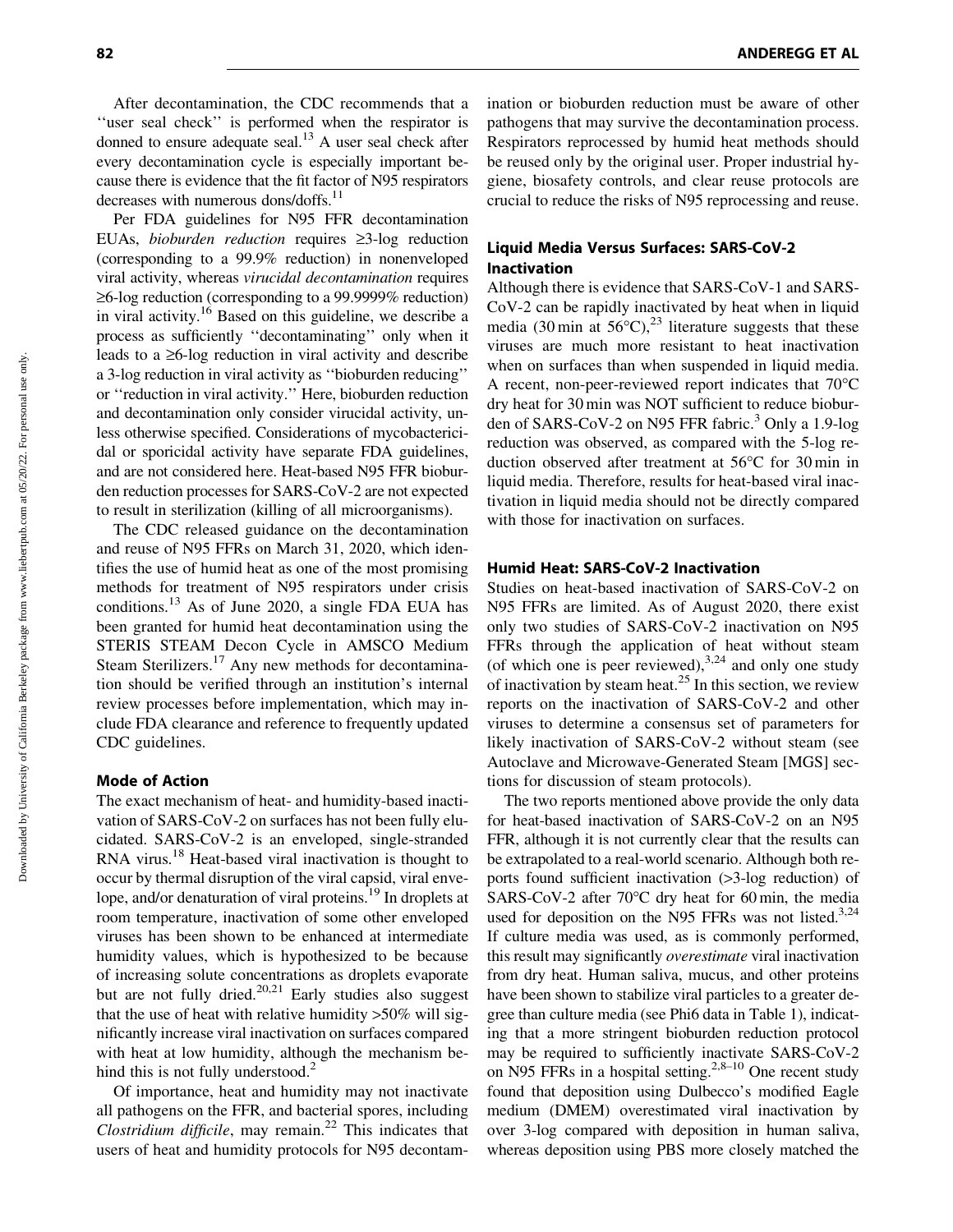After decontamination, the CDC recommends that a "user seal check" is performed when the respirator is donned to ensure adequate seal.[13] A user seal check after every decontamination cycle is especially important because there is evidence that the fit factor of N95 respirators decreases with numerous dons/doffs.[11]

Per FDA guidelines for N95 FFR decontamination EUAs, *bioburden reduction* requires ≥3-log reduction (corresponding to a 99.9% reduction) in nonenveloped viral activity, whereas *virucidal decontamination* requires ≥6-log reduction (corresponding to a 99.9999% reduction) in viral activity.[16] Based on this guideline, we describe a process as sufficiently "decontaminating" only when it leads to a ≥6-log reduction in viral activity and describe a 3-log reduction in viral activity as "bioburden reducing" or "reduction in viral activity." Here, bioburden reduction and decontamination only consider virucidal activity, unless otherwise specified. Considerations of mycobactericidal or sporicidal activity have separate FDA guidelines, and are not considered here. Heat-based N95 FFR bioburden reduction processes for SARS-CoV-2 are not expected to result in sterilization (killing of all microorganisms).

The CDC released guidance on the decontamination and reuse of N95 FFRs on March 31, 2020, which identifies the use of humid heat as one of the most promising methods for treatment of N95 respirators under crisis conditions.[13] As of June 2020, a single FDA EUA has been granted for humid heat decontamination using the STERIS STEAM Decon Cycle in AMSCO Medium Steam Sterilizers.[17] Any new methods for decontamination should be verified through an institution's internal review processes before implementation, which may include FDA clearance and reference to frequently updated CDC guidelines.

### Mode of Action

The exact mechanism of heat- and humidity-based inactivation of SARS-CoV-2 on surfaces has not been fully elucidated. SARS-CoV-2 is an enveloped, single-stranded RNA virus.[18] Heat-based viral inactivation is thought to occur by thermal disruption of the viral capsid, viral envelope, and/or denaturation of viral proteins.[19] In droplets at room temperature, inactivation of some other enveloped viruses has been shown to be enhanced at intermediate humidity values, which is hypothesized to be because of increasing solute concentrations as droplets evaporate but are not fully dried.[20,21] Early studies also suggest that the use of heat with relative humidity >50% will significantly increase viral inactivation on surfaces compared with heat at low humidity, although the mechanism behind this is not fully understood.[2]

Of importance, heat and humidity may not inactivate all pathogens on the FFR, and bacterial spores, including *Clostridium difficile*, may remain.[22] This indicates that users of heat and humidity protocols for N95 decontamination or bioburden reduction must be aware of other pathogens that may survive the decontamination process. Respirators reprocessed by humid heat methods should be reused only by the original user. Proper industrial hygiene, biosafety controls, and clear reuse protocols are crucial to reduce the risks of N95 reprocessing and reuse.

### Liquid Media Versus Surfaces: SARS-CoV-2 Inactivation

Although there is evidence that SARS-CoV-1 and SARS-CoV-2 can be rapidly inactivated by heat when in liquid media (30 min at 56°C),[23] literature suggests that these viruses are much more resistant to heat inactivation when on surfaces than when suspended in liquid media. A recent, non-peer-reviewed report indicates that 70°C dry heat for 30 min was NOT sufficient to reduce bioburden of SARS-CoV-2 on N95 FFR fabric.[3] Only a 1.9-log reduction was observed, as compared with the 5-log reduction observed after treatment at 56°C for 30 min in liquid media. Therefore, results for heat-based viral inactivation in liquid media should not be directly compared with those for inactivation on surfaces.

### Humid Heat: SARS-CoV-2 Inactivation

Studies on heat-based inactivation of SARS-CoV-2 on N95 FFRs are limited. As of August 2020, there exist only two studies of SARS-CoV-2 inactivation on N95 FFRs through the application of heat without steam (of which one is peer reviewed),[3,24] and only one study of inactivation by steam heat.[25] In this section, we review reports on the inactivation of SARS-CoV-2 and other viruses to determine a consensus set of parameters for likely inactivation of SARS-CoV-2 without steam (see Autoclave and Microwave-Generated Steam [MGS] sections for discussion of steam protocols).

The two reports mentioned above provide the only data for heat-based inactivation of SARS-CoV-2 on an N95 FFR, although it is not currently clear that the results can be extrapolated to a real-world scenario. Although both reports found sufficient inactivation (>3-log reduction) of SARS-CoV-2 after 70°C dry heat for 60 min, the media used for deposition on the N95 FFRs was not listed.[3,24] If culture media was used, as is commonly performed, this result may significantly *overestimate* viral inactivation from dry heat. Human saliva, mucus, and other proteins have been shown to stabilize viral particles to a greater degree than culture media (see Phi6 data in Table 1), indicating that a more stringent bioburden reduction protocol may be required to sufficiently inactivate SARS-CoV-2 on N95 FFRs in a hospital setting.[2,8–10] One recent study found that deposition using Dulbecco's modified Eagle medium (DMEM) overestimated viral inactivation by over 3-log compared with deposition in human saliva, whereas deposition using PBS more closely matched the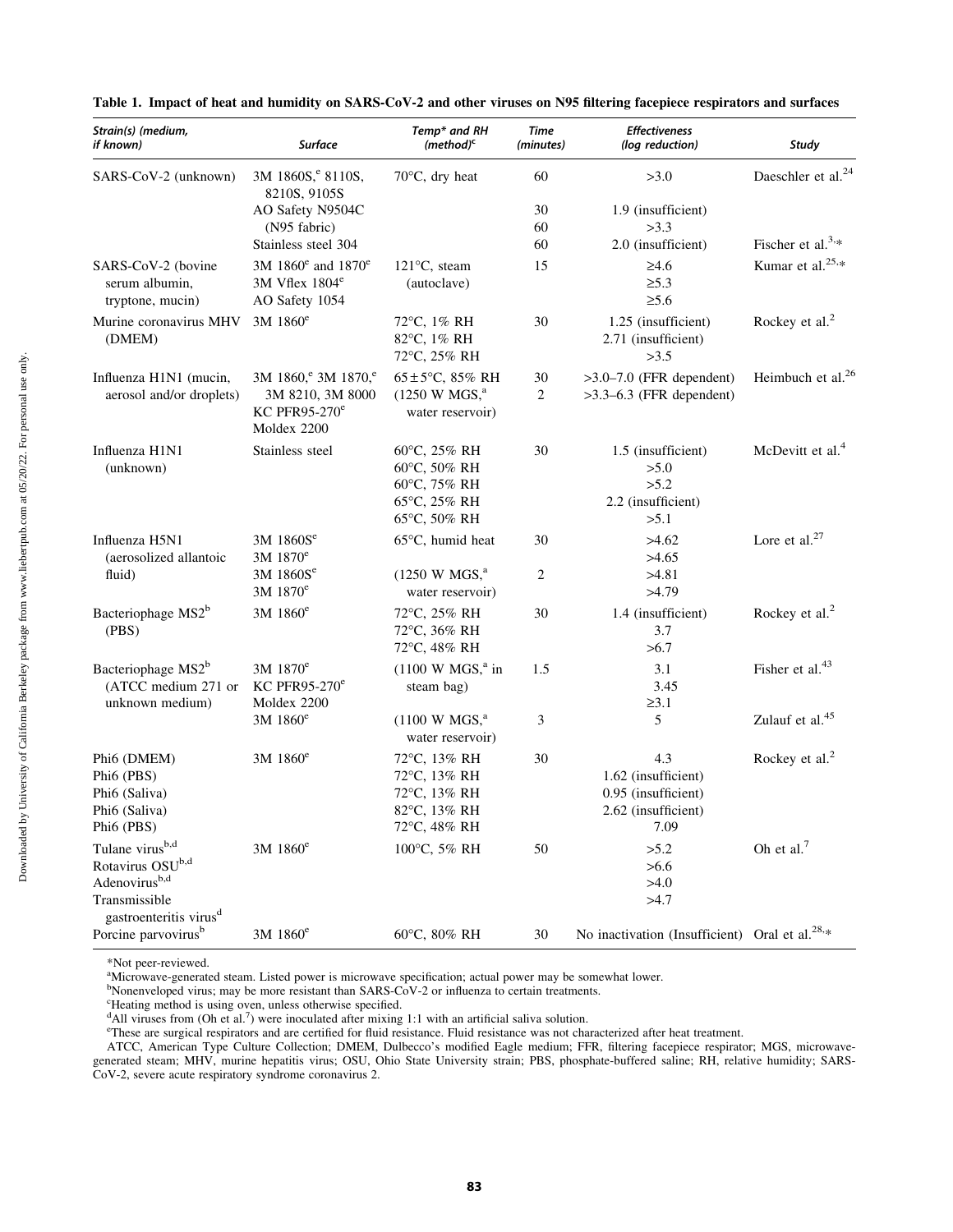**Table 1. Impact of heat and humidity on SARS-CoV-2 and other viruses on N95 filtering facepiece respirators and surfaces**

| Strain(s) (medium, if known) | Surface | Temp* and RH (method)[c] | Time (minutes) | Effectiveness (log reduction) | Study |
|---|---|---|---|---|---|
| SARS-CoV-2 (unknown) | 3M 1860S,[e] 8110S, 8210S, 9105S | 70°C, dry heat | 60 | >3.0 | Daeschler et al.[24] |
| | AO Safety N9504C (N95 fabric) | | 30 | 1.9 (insufficient) | |
| | | | 60 | >3.3 | |
| | Stainless steel 304 | | 60 | 2.0 (insufficient) | Fischer et al.[3,*] |
| SARS-CoV-2 (bovine serum albumin, tryptone, mucin) | 3M 1860[e] and 1870[e] | 121°C, steam (autoclave) | 15 | ≥4.6 | Kumar et al.[25,*] |
| | 3M Vflex 1804[e] | | | ≥5.3 | |
| | AO Safety 1054 | | | ≥5.6 | |
| Murine coronavirus MHV (DMEM) | 3M 1860[e] | 72°C, 1% RH | 30 | 1.25 (insufficient) | Rockey et al.[2] |
| | | 82°C, 1% RH | | 2.71 (insufficient) | |
| | | 72°C, 25% RH | | >3.5 | |
| Influenza H1N1 (mucin, aerosol and/or droplets) | 3M 1860,[e] 3M 1870,[e] 3M 8210, 3M 8000 KC PFR95-270[e] Moldex 2200 | 65 ± 5°C, 85% RH | 30 | >3.0–7.0 (FFR dependent) | Heimbuch et al.[26] |
| | | (1250 W MGS,[a] water reservoir) | 2 | >3.3–6.3 (FFR dependent) | |
| Influenza H1N1 (unknown) | Stainless steel | 60°C, 25% RH | 30 | 1.5 (insufficient) | McDevitt et al.[4] |
| | | 60°C, 50% RH | | >5.0 | |
| | | 60°C, 75% RH | | >5.2 | |
| | | 65°C, 25% RH | | 2.2 (insufficient) | |
| | | 65°C, 50% RH | | >5.1 | |
| Influenza H5N1 (aerosolized allantoic fluid) | 3M 1860S[e] | 65°C, humid heat | 30 | >4.62 | Lore et al.[27] |
| | 3M 1870[e] | | | >4.65 | |
| | 3M 1860S[e] | (1250 W MGS,[a] water reservoir) | 2 | >4.81 | |
| | 3M 1870[e] | | | >4.79 | |
| Bacteriophage MS2[b] (PBS) | 3M 1860[e] | 72°C, 25% RH | 30 | 1.4 (insufficient) | Rockey et al.[2] |
| | | 72°C, 36% RH | | 3.7 | |
| | | 72°C, 48% RH | | >6.7 | |
| Bacteriophage MS2[b] (ATCC medium 271 or unknown medium) | 3M 1870[e] | (1100 W MGS,[a] in steam bag) | 1.5 | 3.1 | Fisher et al.[43] |
| | KC PFR95-270[e] | | | 3.45 | |
| | Moldex 2200 | | | ≥3.1 | |
| | 3M 1860[e] | (1100 W MGS,[a] water reservoir) | 3 | 5 | Zulauf et al.[45] |
| Phi6 (DMEM) | 3M 1860[e] | 72°C, 13% RH | 30 | 4.3 | Rockey et al.[2] |
| Phi6 (PBS) | | 72°C, 13% RH | | 1.62 (insufficient) | |
| Phi6 (Saliva) | | 72°C, 13% RH | | 0.95 (insufficient) | |
| Phi6 (Saliva) | | 82°C, 13% RH | | 2.62 (insufficient) | |
| Phi6 (PBS) | | 72°C, 48% RH | | 7.09 | |
| Tulane virus[b,d] | 3M 1860[e] | 100°C, 5% RH | 50 | >5.2 | Oh et al.[7] |
| Rotavirus OSU[b,d] | | | | >6.6 | |
| Adenovirus[b,d] | | | | >4.0 | |
| Transmissible gastroenteritis virus[d] | | | | >4.7 | |
| Porcine parvovirus[b] | 3M 1860[e] | 60°C, 80% RH | 30 | No inactivation (Insufficient) | Oral et al.[28,*] |

*Not peer-reviewed.

[a]Microwave-generated steam. Listed power is microwave specification; actual power may be somewhat lower.

[b]Nonenveloped virus; may be more resistant than SARS-CoV-2 or influenza to certain treatments.

[c]Heating method is using oven, unless otherwise specified.

[d]All viruses from (Oh et al.[7]) were inoculated after mixing 1:1 with an artificial saliva solution.

[e]These are surgical respirators and are certified for fluid resistance. Fluid resistance was not characterized after heat treatment.

ATCC, American Type Culture Collection; DMEM, Dulbecco's modified Eagle medium; FFR, filtering facepiece respirator; MGS, microwave-generated steam; MHV, murine hepatitis virus; OSU, Ohio State University strain; PBS, phosphate-buffered saline; RH, relative humidity; SARS-CoV-2, severe acute respiratory syndrome coronavirus 2.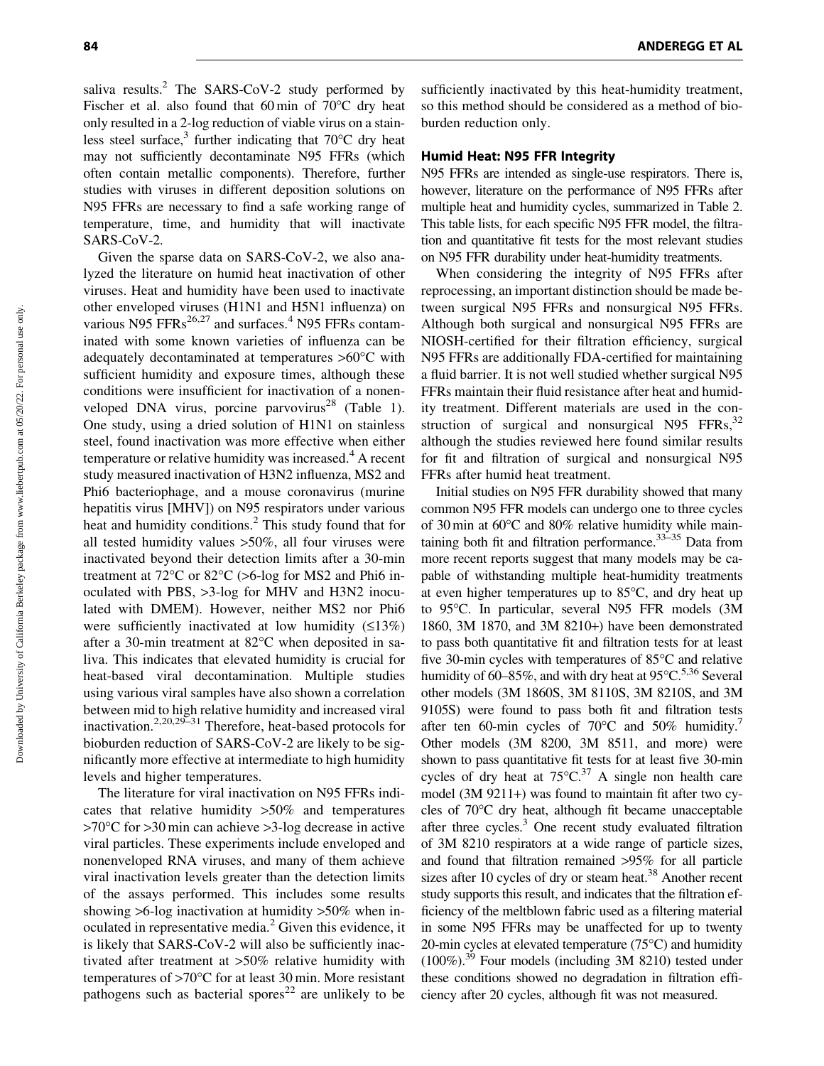saliva results.[2] The SARS-CoV-2 study performed by Fischer et al. also found that 60 min of 70°C dry heat only resulted in a 2-log reduction of viable virus on a stainless steel surface,[3] further indicating that 70°C dry heat may not sufficiently decontaminate N95 FFRs (which often contain metallic components). Therefore, further studies with viruses in different deposition solutions on N95 FFRs are necessary to find a safe working range of temperature, time, and humidity that will inactivate SARS-CoV-2.

Given the sparse data on SARS-CoV-2, we also analyzed the literature on humid heat inactivation of other viruses. Heat and humidity have been used to inactivate other enveloped viruses (H1N1 and H5N1 influenza) on various N95 FFRs[26,27] and surfaces.[4] N95 FFRs contaminated with some known varieties of influenza can be adequately decontaminated at temperatures >60°C with sufficient humidity and exposure times, although these conditions were insufficient for inactivation of a nonenveloped DNA virus, porcine parvovirus[28] (Table 1). One study, using a dried solution of H1N1 on stainless steel, found inactivation was more effective when either temperature or relative humidity was increased.[4] A recent study measured inactivation of H3N2 influenza, MS2 and Phi6 bacteriophage, and a mouse coronavirus (murine hepatitis virus [MHV]) on N95 respirators under various heat and humidity conditions.[2] This study found that for all tested humidity values >50%, all four viruses were inactivated beyond their detection limits after a 30-min treatment at 72°C or 82°C (>6-log for MS2 and Phi6 inoculated with PBS, >3-log for MHV and H3N2 inoculated with DMEM). However, neither MS2 nor Phi6 were sufficiently inactivated at low humidity (≤13%) after a 30-min treatment at 82°C when deposited in saliva. This indicates that elevated humidity is crucial for heat-based viral decontamination. Multiple studies using various viral samples have also shown a correlation between mid to high relative humidity and increased viral inactivation.[2,20,29–31] Therefore, heat-based protocols for bioburden reduction of SARS-CoV-2 are likely to be significantly more effective at intermediate to high humidity levels and higher temperatures.

The literature for viral inactivation on N95 FFRs indicates that relative humidity >50% and temperatures >70°C for >30 min can achieve >3-log decrease in active viral particles. These experiments include enveloped and nonenveloped RNA viruses, and many of them achieve viral inactivation levels greater than the detection limits of the assays performed. This includes some results showing >6-log inactivation at humidity >50% when inoculated in representative media.[2] Given this evidence, it is likely that SARS-CoV-2 will also be sufficiently inactivated after treatment at >50% relative humidity with temperatures of >70°C for at least 30 min. More resistant pathogens such as bacterial spores[22] are unlikely to be sufficiently inactivated by this heat-humidity treatment, so this method should be considered as a method of bioburden reduction only.

### Humid Heat: N95 FFR Integrity

N95 FFRs are intended as single-use respirators. There is, however, literature on the performance of N95 FFRs after multiple heat and humidity cycles, summarized in Table 2. This table lists, for each specific N95 FFR model, the filtration and quantitative fit tests for the most relevant studies on N95 FFR durability under heat-humidity treatments.

When considering the integrity of N95 FFRs after reprocessing, an important distinction should be made between surgical N95 FFRs and nonsurgical N95 FFRs. Although both surgical and nonsurgical N95 FFRs are NIOSH-certified for their filtration efficiency, surgical N95 FFRs are additionally FDA-certified for maintaining a fluid barrier. It is not well studied whether surgical N95 FFRs maintain their fluid resistance after heat and humidity treatment. Different materials are used in the construction of surgical and nonsurgical N95 FFRs,[32] although the studies reviewed here found similar results for fit and filtration of surgical and nonsurgical N95 FFRs after humid heat treatment.

Initial studies on N95 FFR durability showed that many common N95 FFR models can undergo one to three cycles of 30 min at 60°C and 80% relative humidity while maintaining both fit and filtration performance.[33–35] Data from more recent reports suggest that many models may be capable of withstanding multiple heat-humidity treatments at even higher temperatures up to 85°C, and dry heat up to 95°C. In particular, several N95 FFR models (3M 1860, 3M 1870, and 3M 8210+) have been demonstrated to pass both quantitative fit and filtration tests for at least five 30-min cycles with temperatures of 85°C and relative humidity of 60–85%, and with dry heat at 95°C.[5,36] Several other models (3M 1860S, 3M 8110S, 3M 8210S, and 3M 9105S) were found to pass both fit and filtration tests after ten 60-min cycles of 70°C and 50% humidity.[7] Other models (3M 8200, 3M 8511, and more) were shown to pass quantitative fit tests for at least five 30-min cycles of dry heat at 75°C.[37] A single non health care model (3M 9211+) was found to maintain fit after two cycles of 70°C dry heat, although fit became unacceptable after three cycles.[3] One recent study evaluated filtration of 3M 8210 respirators at a wide range of particle sizes, and found that filtration remained >95% for all particle sizes after 10 cycles of dry or steam heat.[38] Another recent study supports this result, and indicates that the filtration efficiency of the meltblown fabric used as a filtering material in some N95 FFRs may be unaffected for up to twenty 20-min cycles at elevated temperature (75°C) and humidity (100%).[39] Four models (including 3M 8210) tested under these conditions showed no degradation in filtration efficiency after 20 cycles, although fit was not measured.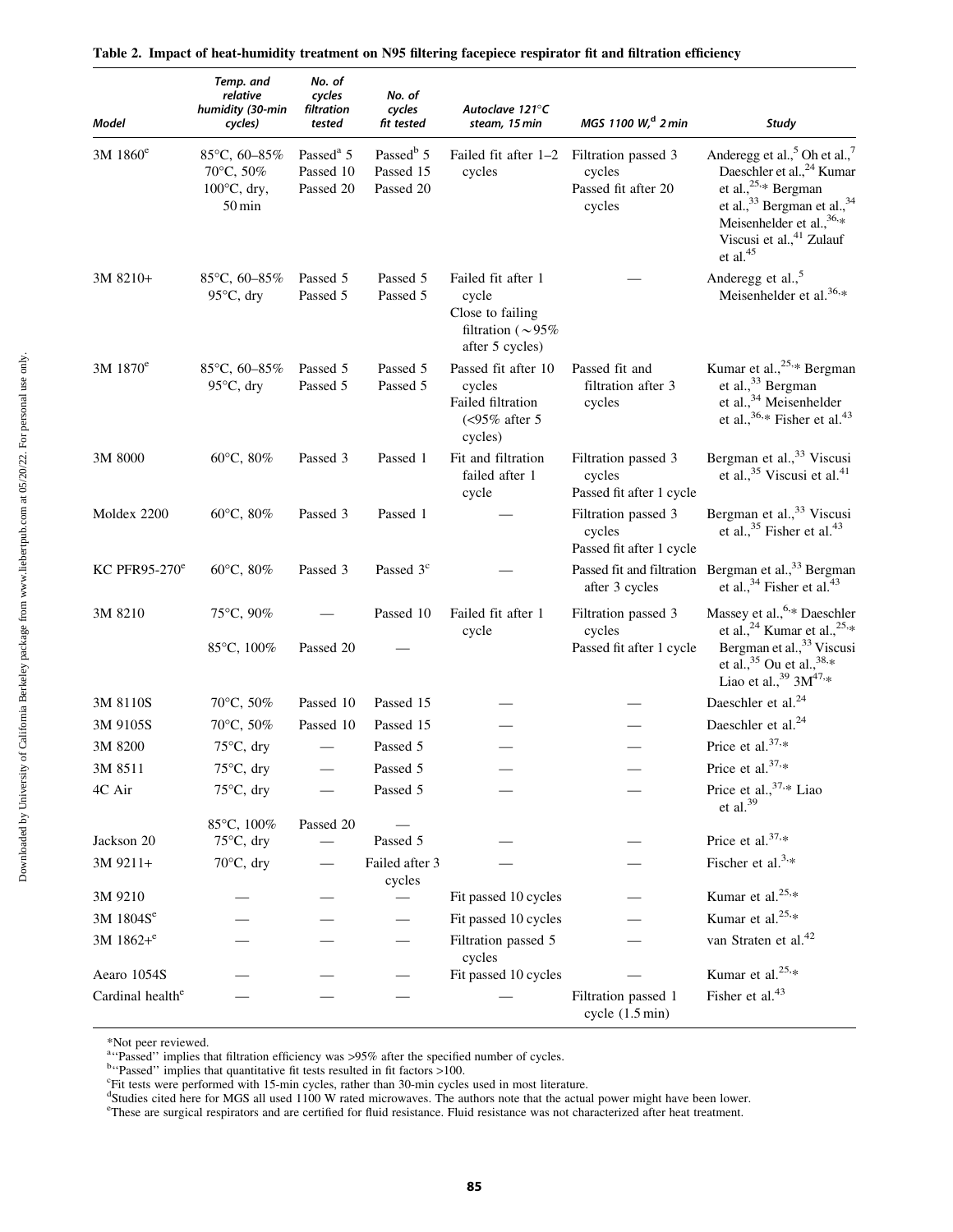**Table 2. Impact of heat-humidity treatment on N95 filtering facepiece respirator fit and filtration efficiency**

| *Model* | *Temp. and relative humidity (30-min cycles)* | *No. of cycles filtration tested* | *No. of cycles fit tested* | *Autoclave 121°C steam, 15 min* | *MGS 1100 W,[d] 2 min* | *Study* |
|---|---|---|---|---|---|---|
| 3M 1860[e] | 85°C, 60–85%<br>70°C, 50%<br>100°C, dry, 50 min | Passed[a] 5<br>Passed 10<br>Passed 20 | Passed[b] 5<br>Passed 15<br>Passed 20 | Failed fit after 1–2 cycles | Filtration passed 3 cycles<br>Passed fit after 20 cycles | Anderegg et al.,[5] Oh et al.,[7] Daeschler et al.,[24] Kumar et al.,[25,*] Bergman et al.,[33] Bergman et al.,[34] Meisenhelder et al.,[36,*] Viscusi et al.,[41] Zulauf et al.[45] |
| 3M 8210+ | 85°C, 60–85%<br>95°C, dry | Passed 5<br>Passed 5 | Passed 5<br>Passed 5 | Failed fit after 1 cycle<br>Close to failing filtration (~95% after 5 cycles) | — | Anderegg et al.,[5] Meisenhelder et al.[36,*] |
| 3M 1870[e] | 85°C, 60–85%<br>95°C, dry | Passed 5<br>Passed 5 | Passed 5<br>Passed 5 | Passed fit after 10 cycles<br>Failed filtration (<95% after 5 cycles) | Passed fit and filtration after 3 cycles | Kumar et al.,[25,*] Bergman et al.,[33] Bergman et al.,[34] Meisenhelder et al.,[36,*] Fisher et al.[43] |
| 3M 8000 | 60°C, 80% | Passed 3 | Passed 1 | Fit and filtration failed after 1 cycle | Filtration passed 3 cycles<br>Passed fit after 1 cycle | Bergman et al.,[33] Viscusi et al.,[35] Viscusi et al.[41] |
| Moldex 2200 | 60°C, 80% | Passed 3 | Passed 1 | — | Filtration passed 3 cycles<br>Passed fit after 1 cycle | Bergman et al.,[33] Viscusi et al.,[35] Fisher et al.[43] |
| KC PFR95-270[e] | 60°C, 80% | Passed 3 | Passed 3[c] | — | Passed fit and filtration after 3 cycles | Bergman et al.,[33] Bergman et al.,[34] Fisher et al.[43] |
| 3M 8210 | 75°C, 90%<br>85°C, 100% | —<br>Passed 20 | Passed 10<br>— | Failed fit after 1 cycle | Filtration passed 3 cycles<br>Passed fit after 1 cycle | Massey et al.,[6,*] Daeschler et al.,[24] Kumar et al.,[25,*] Bergman et al.,[33] Viscusi et al.,[35] Ou et al.,[38,*] Liao et al.,[39] 3M[47,*] |
| 3M 8110S | 70°C, 50% | Passed 10 | Passed 15 | — | — | Daeschler et al.[24] |
| 3M 9105S | 70°C, 50% | Passed 10 | Passed 15 | — | — | Daeschler et al.[24] |
| 3M 8200 | 75°C, dry | — | Passed 5 | — | — | Price et al.[37,*] |
| 3M 8511 | 75°C, dry | — | Passed 5 | — | — | Price et al.[37,*] |
| 4C Air | 75°C, dry<br>85°C, 100% | —<br>Passed 20 | Passed 5<br>— | — | — | Price et al.,[37,*] Liao et al.[39] |
| Jackson 20 | 75°C, dry | — | Passed 5 | — | — | Price et al.[37,*] |
| 3M 9211+ | 70°C, dry | — | Failed after 3 cycles | — | — | Fischer et al.[3,*] |
| 3M 9210 | — | — | — | Fit passed 10 cycles | — | Kumar et al.[25,*] |
| 3M 1804S[e] | — | — | — | Fit passed 10 cycles | — | Kumar et al.[25,*] |
| 3M 1862+[e] | — | — | — | Filtration passed 5 cycles | — | van Straten et al.[42] |
| Aearo 1054S | — | — | — | Fit passed 10 cycles | — | Kumar et al.[25,*] |
| Cardinal health[e] | — | — | — | — | Filtration passed 1 cycle (1.5 min) | Fisher et al.[43] |

*Not peer reviewed.

[a]"Passed" implies that filtration efficiency was >95% after the specified number of cycles.

[b]"Passed" implies that quantitative fit tests resulted in fit factors >100.

[c]Fit tests were performed with 15-min cycles, rather than 30-min cycles used in most literature.

[d]Studies cited here for MGS all used 1100 W rated microwaves. The authors note that the actual power might have been lower.

[e]These are surgical respirators and are certified for fluid resistance. Fluid resistance was not characterized after heat treatment.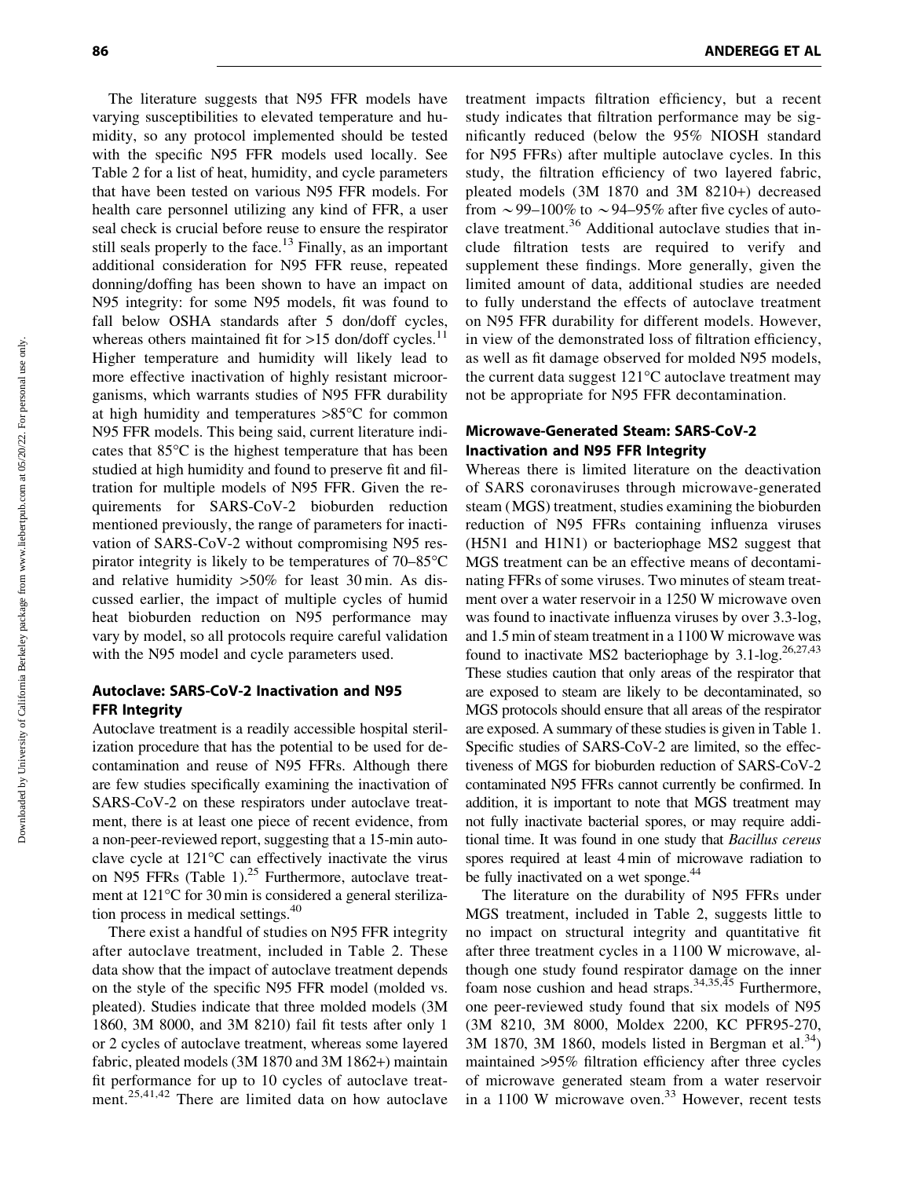The literature suggests that N95 FFR models have varying susceptibilities to elevated temperature and humidity, so any protocol implemented should be tested with the specific N95 FFR models used locally. See Table 2 for a list of heat, humidity, and cycle parameters that have been tested on various N95 FFR models. For health care personnel utilizing any kind of FFR, a user seal check is crucial before reuse to ensure the respirator still seals properly to the face.[13] Finally, as an important additional consideration for N95 FFR reuse, repeated donning/doffing has been shown to have an impact on N95 integrity: for some N95 models, fit was found to fall below OSHA standards after 5 don/doff cycles, whereas others maintained fit for >15 don/doff cycles.[11] Higher temperature and humidity will likely lead to more effective inactivation of highly resistant microorganisms, which warrants studies of N95 FFR durability at high humidity and temperatures >85°C for common N95 FFR models. This being said, current literature indicates that 85°C is the highest temperature that has been studied at high humidity and found to preserve fit and filtration for multiple models of N95 FFR. Given the requirements for SARS-CoV-2 bioburden reduction mentioned previously, the range of parameters for inactivation of SARS-CoV-2 without compromising N95 respirator integrity is likely to be temperatures of 70–85°C and relative humidity >50% for least 30 min. As discussed earlier, the impact of multiple cycles of humid heat bioburden reduction on N95 performance may vary by model, so all protocols require careful validation with the N95 model and cycle parameters used.

## Autoclave: SARS-CoV-2 Inactivation and N95 FFR Integrity

Autoclave treatment is a readily accessible hospital sterilization procedure that has the potential to be used for decontamination and reuse of N95 FFRs. Although there are few studies specifically examining the inactivation of SARS-CoV-2 on these respirators under autoclave treatment, there is at least one piece of recent evidence, from a non-peer-reviewed report, suggesting that a 15-min autoclave cycle at 121°C can effectively inactivate the virus on N95 FFRs (Table 1).[25] Furthermore, autoclave treatment at 121°C for 30 min is considered a general sterilization process in medical settings.[40]

There exist a handful of studies on N95 FFR integrity after autoclave treatment, included in Table 2. These data show that the impact of autoclave treatment depends on the style of the specific N95 FFR model (molded vs. pleated). Studies indicate that three molded models (3M 1860, 3M 8000, and 3M 8210) fail fit tests after only 1 or 2 cycles of autoclave treatment, whereas some layered fabric, pleated models (3M 1870 and 3M 1862+) maintain fit performance for up to 10 cycles of autoclave treatment.[25,41,42] There are limited data on how autoclave treatment impacts filtration efficiency, but a recent study indicates that filtration performance may be significantly reduced (below the 95% NIOSH standard for N95 FFRs) after multiple autoclave cycles. In this study, the filtration efficiency of two layered fabric, pleated models (3M 1870 and 3M 8210+) decreased from ~99–100% to ~94–95% after five cycles of autoclave treatment.[36] Additional autoclave studies that include filtration tests are required to verify and supplement these findings. More generally, given the limited amount of data, additional studies are needed to fully understand the effects of autoclave treatment on N95 FFR durability for different models. However, in view of the demonstrated loss of filtration efficiency, as well as fit damage observed for molded N95 models, the current data suggest 121°C autoclave treatment may not be appropriate for N95 FFR decontamination.

## Microwave-Generated Steam: SARS-CoV-2 Inactivation and N95 FFR Integrity

Whereas there is limited literature on the deactivation of SARS coronaviruses through microwave-generated steam (MGS) treatment, studies examining the bioburden reduction of N95 FFRs containing influenza viruses (H5N1 and H1N1) or bacteriophage MS2 suggest that MGS treatment can be an effective means of decontaminating FFRs of some viruses. Two minutes of steam treatment over a water reservoir in a 1250 W microwave oven was found to inactivate influenza viruses by over 3.3-log, and 1.5 min of steam treatment in a 1100 W microwave was found to inactivate MS2 bacteriophage by 3.1-log.[26,27,43] These studies caution that only areas of the respirator that are exposed to steam are likely to be decontaminated, so MGS protocols should ensure that all areas of the respirator are exposed. A summary of these studies is given in Table 1. Specific studies of SARS-CoV-2 are limited, so the effectiveness of MGS for bioburden reduction of SARS-CoV-2 contaminated N95 FFRs cannot currently be confirmed. In addition, it is important to note that MGS treatment may not fully inactivate bacterial spores, or may require additional time. It was found in one study that *Bacillus cereus* spores required at least 4 min of microwave radiation to be fully inactivated on a wet sponge.[44]

The literature on the durability of N95 FFRs under MGS treatment, included in Table 2, suggests little to no impact on structural integrity and quantitative fit after three treatment cycles in a 1100 W microwave, although one study found respirator damage on the inner foam nose cushion and head straps.[34,35,45] Furthermore, one peer-reviewed study found that six models of N95 (3M 8210, 3M 8000, Moldex 2200, KC PFR95-270, 3M 1870, 3M 1860, models listed in Bergman et al.[34]) maintained >95% filtration efficiency after three cycles of microwave generated steam from a water reservoir in a 1100 W microwave oven.[33] However, recent tests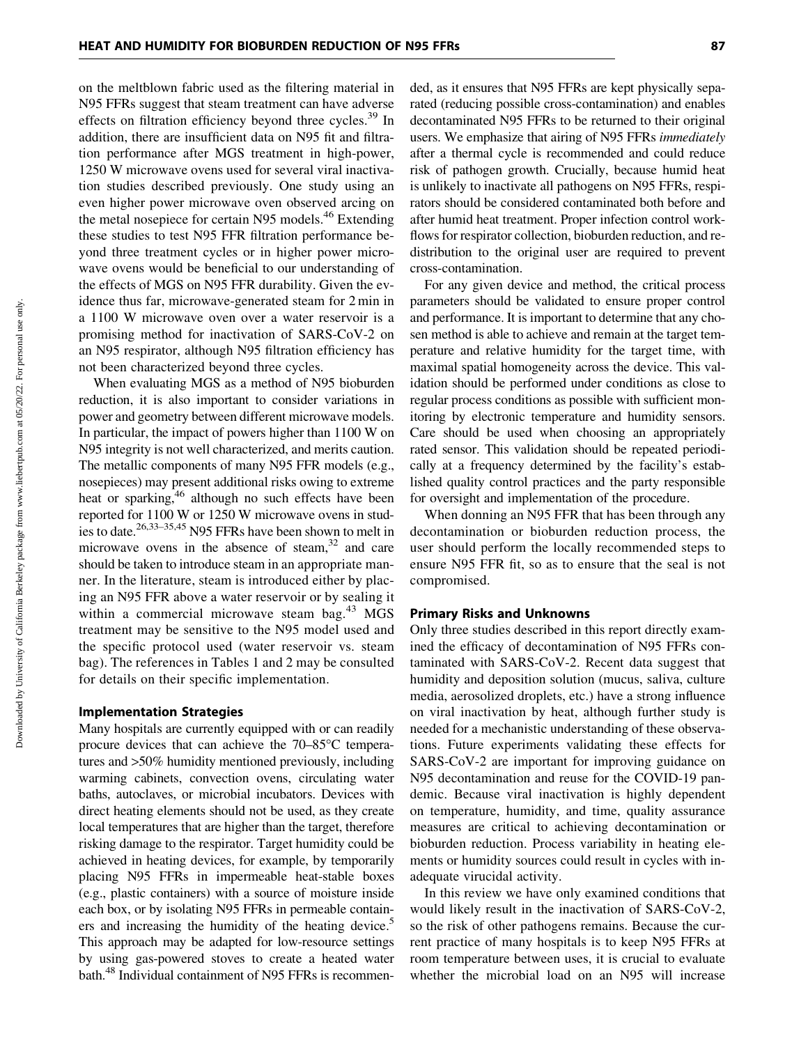on the meltblown fabric used as the filtering material in N95 FFRs suggest that steam treatment can have adverse effects on filtration efficiency beyond three cycles.[39] In addition, there are insufficient data on N95 fit and filtration performance after MGS treatment in high-power, 1250 W microwave ovens used for several viral inactivation studies described previously. One study using an even higher power microwave oven observed arcing on the metal nosepiece for certain N95 models.[46] Extending these studies to test N95 FFR filtration performance beyond three treatment cycles or in higher power microwave ovens would be beneficial to our understanding of the effects of MGS on N95 FFR durability. Given the evidence thus far, microwave-generated steam for 2 min in a 1100 W microwave oven over a water reservoir is a promising method for inactivation of SARS-CoV-2 on an N95 respirator, although N95 filtration efficiency has not been characterized beyond three cycles.

When evaluating MGS as a method of N95 bioburden reduction, it is also important to consider variations in power and geometry between different microwave models. In particular, the impact of powers higher than 1100 W on N95 integrity is not well characterized, and merits caution. The metallic components of many N95 FFR models (e.g., nosepieces) may present additional risks owing to extreme heat or sparking,[46] although no such effects have been reported for 1100 W or 1250 W microwave ovens in studies to date.[26,33–35,45] N95 FFRs have been shown to melt in microwave ovens in the absence of steam,[32] and care should be taken to introduce steam in an appropriate manner. In the literature, steam is introduced either by placing an N95 FFR above a water reservoir or by sealing it within a commercial microwave steam bag.[43] MGS treatment may be sensitive to the N95 model used and the specific protocol used (water reservoir vs. steam bag). The references in Tables 1 and 2 may be consulted for details on their specific implementation.

### Implementation Strategies

Many hospitals are currently equipped with or can readily procure devices that can achieve the 70–85°C temperatures and >50% humidity mentioned previously, including warming cabinets, convection ovens, circulating water baths, autoclaves, or microbial incubators. Devices with direct heating elements should not be used, as they create local temperatures that are higher than the target, therefore risking damage to the respirator. Target humidity could be achieved in heating devices, for example, by temporarily placing N95 FFRs in impermeable heat-stable boxes (e.g., plastic containers) with a source of moisture inside each box, or by isolating N95 FFRs in permeable containers and increasing the humidity of the heating device.[5] This approach may be adapted for low-resource settings by using gas-powered stoves to create a heated water bath.[48] Individual containment of N95 FFRs is recommended, as it ensures that N95 FFRs are kept physically separated (reducing possible cross-contamination) and enables decontaminated N95 FFRs to be returned to their original users. We emphasize that airing of N95 FFRs *immediately* after a thermal cycle is recommended and could reduce risk of pathogen growth. Crucially, because humid heat is unlikely to inactivate all pathogens on N95 FFRs, respirators should be considered contaminated both before and after humid heat treatment. Proper infection control workflows for respirator collection, bioburden reduction, and redistribution to the original user are required to prevent cross-contamination.

For any given device and method, the critical process parameters should be validated to ensure proper control and performance. It is important to determine that any chosen method is able to achieve and remain at the target temperature and relative humidity for the target time, with maximal spatial homogeneity across the device. This validation should be performed under conditions as close to regular process conditions as possible with sufficient monitoring by electronic temperature and humidity sensors. Care should be used when choosing an appropriately rated sensor. This validation should be repeated periodically at a frequency determined by the facility's established quality control practices and the party responsible for oversight and implementation of the procedure.

When donning an N95 FFR that has been through any decontamination or bioburden reduction process, the user should perform the locally recommended steps to ensure N95 FFR fit, so as to ensure that the seal is not compromised.

### Primary Risks and Unknowns

Only three studies described in this report directly examined the efficacy of decontamination of N95 FFRs contaminated with SARS-CoV-2. Recent data suggest that humidity and deposition solution (mucus, saliva, culture media, aerosolized droplets, etc.) have a strong influence on viral inactivation by heat, although further study is needed for a mechanistic understanding of these observations. Future experiments validating these effects for SARS-CoV-2 are important for improving guidance on N95 decontamination and reuse for the COVID-19 pandemic. Because viral inactivation is highly dependent on temperature, humidity, and time, quality assurance measures are critical to achieving decontamination or bioburden reduction. Process variability in heating elements or humidity sources could result in cycles with inadequate virucidal activity.

In this review we have only examined conditions that would likely result in the inactivation of SARS-CoV-2, so the risk of other pathogens remains. Because the current practice of many hospitals is to keep N95 FFRs at room temperature between uses, it is crucial to evaluate whether the microbial load on an N95 will increase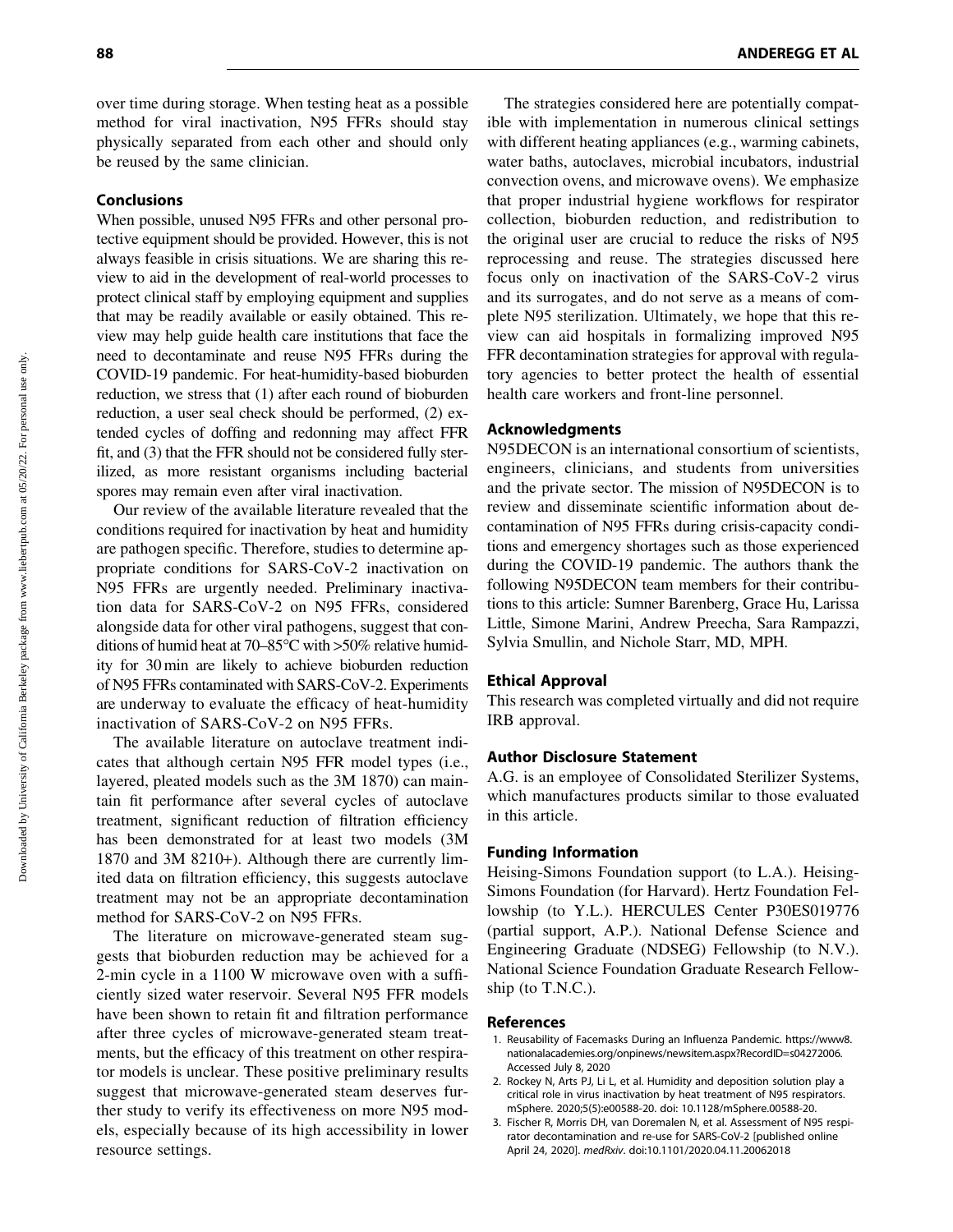over time during storage. When testing heat as a possible method for viral inactivation, N95 FFRs should stay physically separated from each other and should only be reused by the same clinician.

## Conclusions

When possible, unused N95 FFRs and other personal protective equipment should be provided. However, this is not always feasible in crisis situations. We are sharing this review to aid in the development of real-world processes to protect clinical staff by employing equipment and supplies that may be readily available or easily obtained. This review may help guide health care institutions that face the need to decontaminate and reuse N95 FFRs during the COVID-19 pandemic. For heat-humidity-based bioburden reduction, we stress that (1) after each round of bioburden reduction, a user seal check should be performed, (2) extended cycles of doffing and redonning may affect FFR fit, and (3) that the FFR should not be considered fully sterilized, as more resistant organisms including bacterial spores may remain even after viral inactivation.

Our review of the available literature revealed that the conditions required for inactivation by heat and humidity are pathogen specific. Therefore, studies to determine appropriate conditions for SARS-CoV-2 inactivation on N95 FFRs are urgently needed. Preliminary inactivation data for SARS-CoV-2 on N95 FFRs, considered alongside data for other viral pathogens, suggest that conditions of humid heat at 70–85°C with >50% relative humidity for 30 min are likely to achieve bioburden reduction of N95 FFRs contaminated with SARS-CoV-2. Experiments are underway to evaluate the efficacy of heat-humidity inactivation of SARS-CoV-2 on N95 FFRs.

The available literature on autoclave treatment indicates that although certain N95 FFR model types (i.e., layered, pleated models such as the 3M 1870) can maintain fit performance after several cycles of autoclave treatment, significant reduction of filtration efficiency has been demonstrated for at least two models (3M 1870 and 3M 8210+). Although there are currently limited data on filtration efficiency, this suggests autoclave treatment may not be an appropriate decontamination method for SARS-CoV-2 on N95 FFRs.

The literature on microwave-generated steam suggests that bioburden reduction may be achieved for a 2-min cycle in a 1100 W microwave oven with a sufficiently sized water reservoir. Several N95 FFR models have been shown to retain fit and filtration performance after three cycles of microwave-generated steam treatments, but the efficacy of this treatment on other respirator models is unclear. These positive preliminary results suggest that microwave-generated steam deserves further study to verify its effectiveness on more N95 models, especially because of its high accessibility in lower resource settings.

The strategies considered here are potentially compatible with implementation in numerous clinical settings with different heating appliances (e.g., warming cabinets, water baths, autoclaves, microbial incubators, industrial convection ovens, and microwave ovens). We emphasize that proper industrial hygiene workflows for respirator collection, bioburden reduction, and redistribution to the original user are crucial to reduce the risks of N95 reprocessing and reuse. The strategies discussed here focus only on inactivation of the SARS-CoV-2 virus and its surrogates, and do not serve as a means of complete N95 sterilization. Ultimately, we hope that this review can aid hospitals in formalizing improved N95 FFR decontamination strategies for approval with regulatory agencies to better protect the health of essential health care workers and front-line personnel.

## Acknowledgments

N95DECON is an international consortium of scientists, engineers, clinicians, and students from universities and the private sector. The mission of N95DECON is to review and disseminate scientific information about decontamination of N95 FFRs during crisis-capacity conditions and emergency shortages such as those experienced during the COVID-19 pandemic. The authors thank the following N95DECON team members for their contributions to this article: Sumner Barenberg, Grace Hu, Larissa Little, Simone Marini, Andrew Preecha, Sara Rampazzi, Sylvia Smullin, and Nichole Starr, MD, MPH.

## Ethical Approval

This research was completed virtually and did not require IRB approval.

## Author Disclosure Statement

A.G. is an employee of Consolidated Sterilizer Systems, which manufactures products similar to those evaluated in this article.

## Funding Information

Heising-Simons Foundation support (to L.A.). Heising-Simons Foundation (for Harvard). Hertz Foundation Fellowship (to Y.L.). HERCULES Center P30ES019776 (partial support, A.P.). National Defense Science and Engineering Graduate (NDSEG) Fellowship (to N.V.). National Science Foundation Graduate Research Fellowship (to T.N.C.).

## References

1. Reusability of Facemasks During an Influenza Pandemic. https://www8.nationalacademies.org/onpinews/newsitem.aspx?RecordID=s04272006. Accessed July 8, 2020
2. Rockey N, Arts PJ, Li L, et al. Humidity and deposition solution play a critical role in virus inactivation by heat treatment of N95 respirators. mSphere. 2020;5(5):e00588-20. doi: 10.1128/mSphere.00588-20.
3. Fischer R, Morris DH, van Doremalen N, et al. Assessment of N95 respirator decontamination and re-use for SARS-CoV-2 [published online April 24, 2020]. *medRxiv*. doi:10.1101/2020.04.11.20062018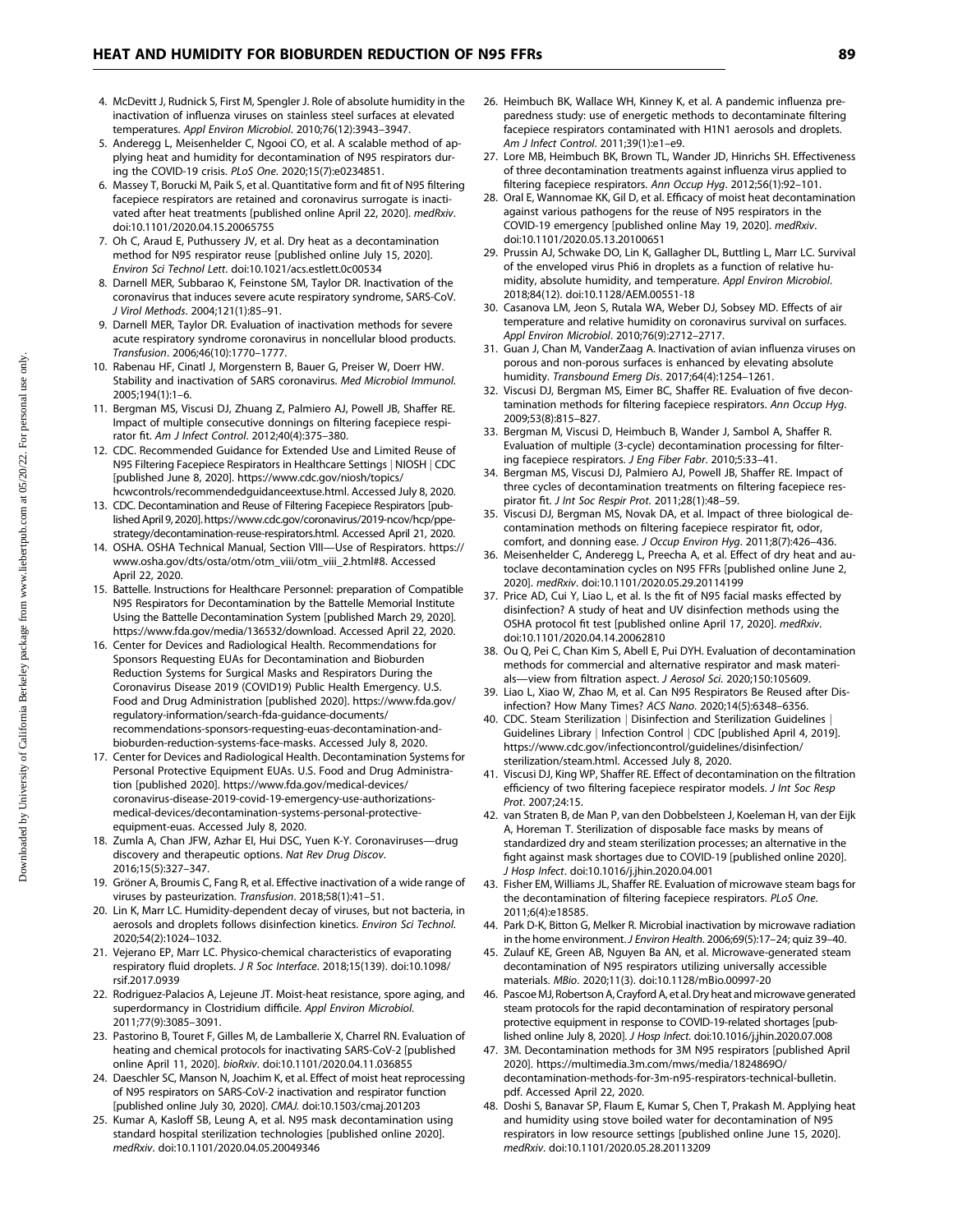4. McDevitt J, Rudnick S, First M, Spengler J. Role of absolute humidity in the inactivation of influenza viruses on stainless steel surfaces at elevated temperatures. *Appl Environ Microbiol*. 2010;76(12):3943–3947.
5. Anderegg L, Meisenhelder C, Ngooi CO, et al. A scalable method of applying heat and humidity for decontamination of N95 respirators during the COVID-19 crisis. *PLoS One*. 2020;15(7):e0234851.
6. Massey T, Borucki M, Paik S, et al. Quantitative form and fit of N95 filtering facepiece respirators are retained and coronavirus surrogate is inactivated after heat treatments [published online April 22, 2020]. *medRxiv*. doi:10.1101/2020.04.15.20065755
7. Oh C, Araud E, Puthussery JV, et al. Dry heat as a decontamination method for N95 respirator reuse [published online July 15, 2020]. *Environ Sci Technol Lett*. doi:10.1021/acs.estlett.0c00534
8. Darnell MER, Subbarao K, Feinstone SM, Taylor DR. Inactivation of the coronavirus that induces severe acute respiratory syndrome, SARS-CoV. *J Virol Methods*. 2004;121(1):85–91.
9. Darnell MER, Taylor DR. Evaluation of inactivation methods for severe acute respiratory syndrome coronavirus in noncellular blood products. *Transfusion*. 2006;46(10):1770–1777.
10. Rabenau HF, Cinatl J, Morgenstern B, Bauer G, Preiser W, Doerr HW. Stability and inactivation of SARS coronavirus. *Med Microbiol Immunol*. 2005;194(1):1–6.
11. Bergman MS, Viscusi DJ, Zhuang Z, Palmiero AJ, Powell JB, Shaffer RE. Impact of multiple consecutive donnings on filtering facepiece respirator fit. *Am J Infect Control*. 2012;40(4):375–380.
12. CDC. Recommended Guidance for Extended Use and Limited Reuse of N95 Filtering Facepiece Respirators in Healthcare Settings | NIOSH | CDC [published June 8, 2020]. https://www.cdc.gov/niosh/topics/hcwcontrols/recommendedguidanceextuse.html. Accessed July 8, 2020.
13. CDC. Decontamination and Reuse of Filtering Facepiece Respirators [published April 9, 2020]. https://www.cdc.gov/coronavirus/2019-ncov/hcp/ppe-strategy/decontamination-reuse-respirators.html. Accessed April 21, 2020.
14. OSHA. OSHA Technical Manual, Section VIII—Use of Respirators. https://www.osha.gov/dts/osta/otm/otm_viii/otm_viii_2.html#8. Accessed April 22, 2020.
15. Battelle. Instructions for Healthcare Personnel: preparation of Compatible N95 Respirators for Decontamination by the Battelle Memorial Institute Using the Battelle Decontamination System [published March 29, 2020]. https://www.fda.gov/media/136532/download. Accessed April 22, 2020.
16. Center for Devices and Radiological Health. Recommendations for Sponsors Requesting EUAs for Decontamination and Bioburden Reduction Systems for Surgical Masks and Respirators During the Coronavirus Disease 2019 (COVID19) Public Health Emergency. U.S. Food and Drug Administration [published 2020]. https://www.fda.gov/regulatory-information/search-fda-guidance-documents/recommendations-sponsors-requesting-euas-decontamination-and-bioburden-reduction-systems-face-masks. Accessed July 8, 2020.
17. Center for Devices and Radiological Health. Decontamination Systems for Personal Protective Equipment EUAs. U.S. Food and Drug Administration [published 2020]. https://www.fda.gov/medical-devices/coronavirus-disease-2019-covid-19-emergency-use-authorizations-medical-devices/decontamination-systems-personal-protective-equipment-euas. Accessed July 8, 2020.
18. Zumla A, Chan JFW, Azhar EI, Hui DSC, Yuen K-Y. Coronaviruses—drug discovery and therapeutic options. *Nat Rev Drug Discov*. 2016;15(5):327–347.
19. Gröner A, Broumis C, Fang R, et al. Effective inactivation of a wide range of viruses by pasteurization. *Transfusion*. 2018;58(1):41–51.
20. Lin K, Marr LC. Humidity-dependent decay of viruses, but not bacteria, in aerosols and droplets follows disinfection kinetics. *Environ Sci Technol*. 2020;54(2):1024–1032.
21. Vejerano EP, Marr LC. Physico-chemical characteristics of evaporating respiratory fluid droplets. *J R Soc Interface*. 2018;15(139). doi:10.1098/rsif.2017.0939
22. Rodriguez-Palacios A, Lejeune JT. Moist-heat resistance, spore aging, and superdormancy in Clostridium difficile. *Appl Environ Microbiol*. 2011;77(9):3085–3091.
23. Pastorino B, Touret F, Gilles M, de Lamballerie X, Charrel RN. Evaluation of heating and chemical protocols for inactivating SARS-CoV-2 [published online April 11, 2020]. *bioRxiv*. doi:10.1101/2020.04.11.036855
24. Daeschler SC, Manson N, Joachim K, et al. Effect of moist heat reprocessing of N95 respirators on SARS-CoV-2 inactivation and respirator function [published online July 30, 2020]. *CMAJ*. doi:10.1503/cmaj.201203
25. Kumar A, Kasloff SB, Leung A, et al. N95 mask decontamination using standard hospital sterilization technologies [published online 2020]. *medRxiv*. doi:10.1101/2020.04.05.20049346
26. Heimbuch BK, Wallace WH, Kinney K, et al. A pandemic influenza preparedness study: use of energetic methods to decontaminate filtering facepiece respirators contaminated with H1N1 aerosols and droplets. *Am J Infect Control*. 2011;39(1):e1–e9.
27. Lore MB, Heimbuch BK, Brown TL, Wander JD, Hinrichs SH. Effectiveness of three decontamination treatments against influenza virus applied to filtering facepiece respirators. *Ann Occup Hyg*. 2012;56(1):92–101.
28. Oral E, Wannomae KK, Gil D, et al. Efficacy of moist heat decontamination against various pathogens for the reuse of N95 respirators in the COVID-19 emergency [published online May 19, 2020]. *medRxiv*. doi:10.1101/2020.05.13.20100651
29. Prussin AJ, Schwake DO, Lin K, Gallagher DL, Buttling L, Marr LC. Survival of the enveloped virus Phi6 in droplets as a function of relative humidity, absolute humidity, and temperature. *Appl Environ Microbiol*. 2018;84(12). doi:10.1128/AEM.00551-18
30. Casanova LM, Jeon S, Rutala WA, Weber DJ, Sobsey MD. Effects of air temperature and relative humidity on coronavirus survival on surfaces. *Appl Environ Microbiol*. 2010;76(9):2712–2717.
31. Guan J, Chan M, VanderZaag A. Inactivation of avian influenza viruses on porous and non-porous surfaces is enhanced by elevating absolute humidity. *Transbound Emerg Dis*. 2017;64(4):1254–1261.
32. Viscusi DJ, Bergman MS, Eimer BC, Shaffer RE. Evaluation of five decontamination methods for filtering facepiece respirators. *Ann Occup Hyg*. 2009;53(8):815–827.
33. Bergman M, Viscusi D, Heimbuch B, Wander J, Sambol A, Shaffer R. Evaluation of multiple (3-cycle) decontamination processing for filtering facepiece respirators. *J Eng Fiber Fabr*. 2010;5:33–41.
34. Bergman MS, Viscusi DJ, Palmiero AJ, Powell JB, Shaffer RE. Impact of three cycles of decontamination treatments on filtering facepiece respirator fit. *J Int Soc Respir Prot*. 2011;28(1):48–59.
35. Viscusi DJ, Bergman MS, Novak DA, et al. Impact of three biological decontamination methods on filtering facepiece respirator fit, odor, comfort, and donning ease. *J Occup Environ Hyg*. 2011;8(7):426–436.
36. Meisenhelder C, Anderegg L, Preecha A, et al. Effect of dry heat and autoclave decontamination cycles on N95 FFRs [published online June 2, 2020]. *medRxiv*. doi:10.1101/2020.05.29.20114199
37. Price AD, Cui Y, Liao L, et al. Is the fit of N95 facial masks effected by disinfection? A study of heat and UV disinfection methods using the OSHA protocol fit test [published online April 17, 2020]. *medRxiv*. doi:10.1101/2020.04.14.20062810
38. Ou Q, Pei C, Chan Kim S, Abell E, Pui DYH. Evaluation of decontamination methods for commercial and alternative respirator and mask materials—view from filtration aspect. *J Aerosol Sci*. 2020;150:105609.
39. Liao L, Xiao W, Zhao M, et al. Can N95 Respirators Be Reused after Disinfection? How Many Times? *ACS Nano*. 2020;14(5):6348–6356.
40. CDC. Steam Sterilization | Disinfection and Sterilization Guidelines | Guidelines Library | Infection Control | CDC [published April 4, 2019]. https://www.cdc.gov/infectioncontrol/guidelines/disinfection/sterilization/steam.html. Accessed July 8, 2020.
41. Viscusi DJ, King WP, Shaffer RE. Effect of decontamination on the filtration efficiency of two filtering facepiece respirator models. *J Int Soc Resp Prot*. 2007;24:15.
42. van Straten B, de Man P, van den Dobbelsteen J, Koeleman H, van der Eijk A, Horeman T. Sterilization of disposable face masks by means of standardized dry and steam sterilization processes; an alternative in the fight against mask shortages due to COVID-19 [published online 2020]. *J Hosp Infect*. doi:10.1016/j.jhin.2020.04.001
43. Fisher EM, Williams JL, Shaffer RE. Evaluation of microwave steam bags for the decontamination of filtering facepiece respirators. *PLoS One*. 2011;6(4):e18585.
44. Park D-K, Bitton G, Melker R. Microbial inactivation by microwave radiation in the home environment. *J Environ Health*. 2006;69(5):17–24; quiz 39–40.
45. Zulauf KE, Green AB, Nguyen Ba AN, et al. Microwave-generated steam decontamination of N95 respirators utilizing universally accessible materials. *MBio*. 2020;11(3). doi:10.1128/mBio.00997-20
46. Pascoe MJ, Robertson A, Crayford A, et al. Dry heat and microwave generated steam protocols for the rapid decontamination of respiratory personal protective equipment in response to COVID-19-related shortages [published online July 8, 2020]. *J Hosp Infect*. doi:10.1016/j.jhin.2020.07.008
47. 3M. Decontamination methods for 3M N95 respirators [published April 2020]. https://multimedia.3m.com/mws/media/1824869O/decontamination-methods-for-3m-n95-respirators-technical-bulletin.pdf. Accessed April 22, 2020.
48. Doshi S, Banavar SP, Flaum E, Kumar S, Chen T, Prakash M. Applying heat and humidity using stove boiled water for decontamination of N95 respirators in low resource settings [published online June 15, 2020]. *medRxiv*. doi:10.1101/2020.05.28.20113209